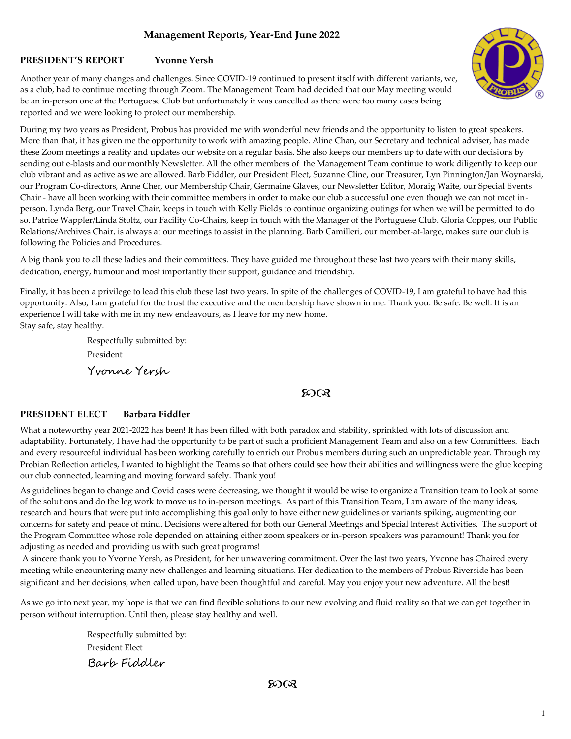# Management Reports, Year-End June 2022

**PRESIDENT'S REPORT Yvonne Yersh**

Another year of many changes and challenges. Since COVID-19 continued to present itself with different variants, we, as a club, had to continue meeting through Zoom. The Management Team had decided that our May meeting would be an in-person one at the Portuguese Club but unfortunately it was cancelled as there were too many cases being reported and we were looking to protect our membership.

During my two years as President, Probus has provided me with wonderful new friends and the opportunity to listen to great speakers. More than that, it has given me the opportunity to work with amazing people. Aline Chan, our Secretary and technical adviser, has made these Zoom meetings a reality and updates our website on a regular basis. She also keeps our members up to date with our decisions by sending out e-blasts and our monthly Newsletter. All the other members of the Management Team continue to work diligently to keep our club vibrant and as active as we are allowed. Barb Fiddler, our President Elect, Suzanne Cline, our Treasurer, Lyn Pinnington/Jan Woynarski, our Program Co-directors, Anne Cher, our Membership Chair, Germaine Glaves, our Newsletter Editor, Moraig Waite, our Special Events Chair - have all been working with their committee members in order to make our club a successful one even though we can not meet in-person. Lynda Berg, our Travel Chair, keeps in touch with Kelly Fields to continue organizing outings for when we will be permitted to do so. Patrice Wappler/Linda Stoltz, our Facility Co-Chairs, keep in touch with the Manager of the Portuguese Club. Gloria Coppes, our Public Relations/Archives Chair, is always at our meetings to assist in the planning. Barb Camilleri, our member-at-large, makes sure our club is following the Policies and Procedures.

A big thank you to all these ladies and their committees. They have guided me throughout these last two years with their many skills, dedication, energy, humour and most importantly their support, guidance and friendship.

Finally, it has been a privilege to lead this club these last two years. In spite of the challenges of COVID-19, I am grateful to have had this opportunity. Also, I am grateful for the trust the executive and the membership have shown in me. Thank you. Be safe. Be well. It is an experience I will take with me in my new endeavours, as I leave for my new home.
Stay safe, stay healthy.

Respectfully submitted by:
President
Yvonne Yersh

---

**PRESIDENT ELECT Barbara Fiddler**

What a noteworthy year 2021-2022 has been! It has been filled with both paradox and stability, sprinkled with lots of discussion and adaptability. Fortunately, I have had the opportunity to be part of such a proficient Management Team and also on a few Committees. Each and every resourceful individual has been working carefully to enrich our Probus members during such an unpredictable year. Through my Probian Reflection articles, I wanted to highlight the Teams so that others could see how their abilities and willingness were the glue keeping our club connected, learning and moving forward safely. Thank you!

As guidelines began to change and Covid cases were decreasing, we thought it would be wise to organize a Transition team to look at some of the solutions and do the leg work to move us to in-person meetings. As part of this Transition Team, I am aware of the many ideas, research and hours that were put into accomplishing this goal only to have either new guidelines or variants spiking, augmenting our concerns for safety and peace of mind. Decisions were altered for both our General Meetings and Special Interest Activities. The support of the Program Committee whose role depended on attaining either zoom speakers or in-person speakers was paramount! Thank you for adjusting as needed and providing us with such great programs!

A sincere thank you to Yvonne Yersh, as President, for her unwavering commitment. Over the last two years, Yvonne has Chaired every meeting while encountering many new challenges and learning situations. Her dedication to the members of Probus Riverside has been significant and her decisions, when called upon, have been thoughtful and careful. May you enjoy your new adventure. All the best!

As we go into next year, my hope is that we can find flexible solutions to our new evolving and fluid reality so that we can get together in person without interruption. Until then, please stay healthy and well.

Respectfully submitted by:
President Elect
Barb Fiddler

---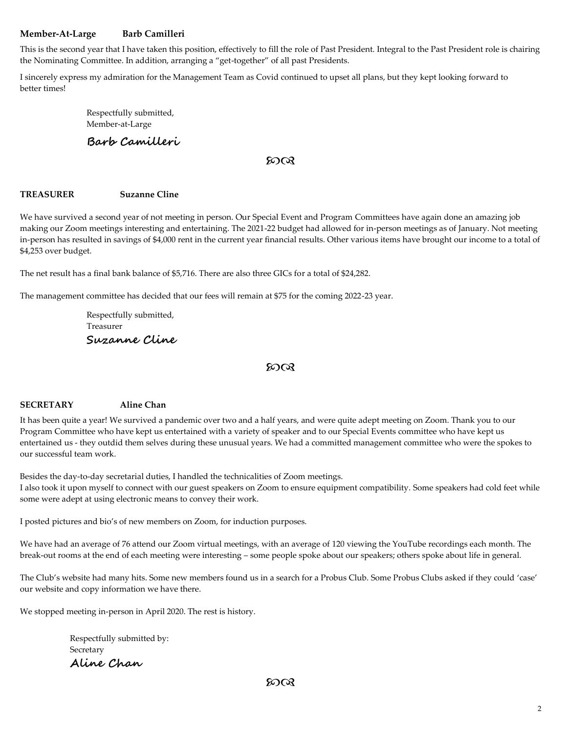**Member-At-Large** **Barb Camilleri**

This is the second year that I have taken this position, effectively to fill the role of Past President. Integral to the Past President role is chairing the Nominating Committee. In addition, arranging a "get-together" of all past Presidents.

I sincerely express my admiration for the Management Team as Covid continued to upset all plans, but they kept looking forward to better times!

Respectfully submitted,
Member-at-Large

**Barb Camilleri**

ꟾꟾ

**TREASURER** **Suzanne Cline**

We have survived a second year of not meeting in person. Our Special Event and Program Committees have again done an amazing job making our Zoom meetings interesting and entertaining. The 2021-22 budget had allowed for in-person meetings as of January. Not meeting in-person has resulted in savings of $4,000 rent in the current year financial results. Other various items have brought our income to a total of $4,253 over budget.

The net result has a final bank balance of $5,716. There are also three GICs for a total of $24,282.

The management committee has decided that our fees will remain at $75 for the coming 2022-23 year.

Respectfully submitted,
Treasurer

**Suzanne Cline**

ꟾꟾ

**SECRETARY** **Aline Chan**

It has been quite a year! We survived a pandemic over two and a half years, and were quite adept meeting on Zoom. Thank you to our Program Committee who have kept us entertained with a variety of speaker and to our Special Events committee who have kept us entertained us - they outdid them selves during these unusual years. We had a committed management committee who were the spokes to our successful team work.

Besides the day-to-day secretarial duties, I handled the technicalities of Zoom meetings.
I also took it upon myself to connect with our guest speakers on Zoom to ensure equipment compatibility. Some speakers had cold feet while some were adept at using electronic means to convey their work.

I posted pictures and bio's of new members on Zoom, for induction purposes.

We have had an average of 76 attend our Zoom virtual meetings, with an average of 120 viewing the YouTube recordings each month. The break-out rooms at the end of each meeting were interesting – some people spoke about our speakers; others spoke about life in general.

The Club's website had many hits. Some new members found us in a search for a Probus Club. Some Probus Clubs asked if they could 'case' our website and copy information we have there.

We stopped meeting in-person in April 2020. The rest is history.

Respectfully submitted by:
Secretary

**Aline Chan**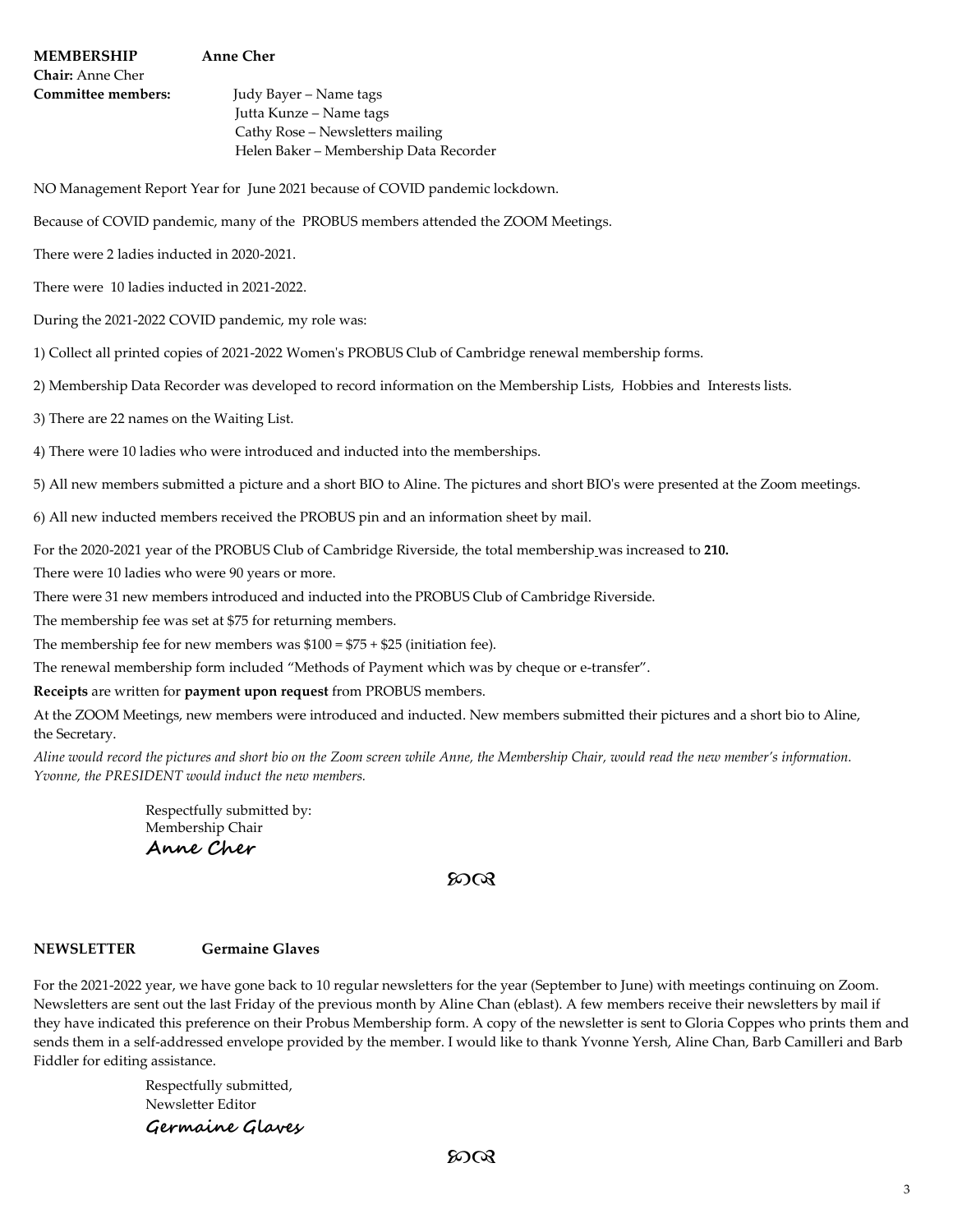**MEMBERSHIP** **Anne Cher**

**Chair:** Anne Cher

**Committee members:**
Judy Bayer – Name tags
Jutta Kunze – Name tags
Cathy Rose – Newsletters mailing
Helen Baker – Membership Data Recorder

NO Management Report Year for June 2021 because of COVID pandemic lockdown.

Because of COVID pandemic, many of the PROBUS members attended the ZOOM Meetings.

There were 2 ladies inducted in 2020-2021.

There were 10 ladies inducted in 2021-2022.

During the 2021-2022 COVID pandemic, my role was:

1) Collect all printed copies of 2021-2022 Women's PROBUS Club of Cambridge renewal membership forms.

2) Membership Data Recorder was developed to record information on the Membership Lists, Hobbies and Interests lists.

3) There are 22 names on the Waiting List.

4) There were 10 ladies who were introduced and inducted into the memberships.

5) All new members submitted a picture and a short BIO to Aline. The pictures and short BIO's were presented at the Zoom meetings.

6) All new inducted members received the PROBUS pin and an information sheet by mail.

For the 2020-2021 year of the PROBUS Club of Cambridge Riverside, the total membership was increased to **210.**

There were 10 ladies who were 90 years or more.

There were 31 new members introduced and inducted into the PROBUS Club of Cambridge Riverside.

The membership fee was set at $75 for returning members.

The membership fee for new members was $100 = $75 + $25 (initiation fee).

The renewal membership form included "Methods of Payment which was by cheque or e-transfer".

**Receipts** are written for **payment upon request** from PROBUS members.

At the ZOOM Meetings, new members were introduced and inducted. New members submitted their pictures and a short bio to Aline, the Secretary.

*Aline would record the pictures and short bio on the Zoom screen while Anne, the Membership Chair, would read the new member's information. Yvonne, the PRESIDENT would induct the new members.*

Respectfully submitted by:
Membership Chair
Anne Cher

---

**NEWSLETTER** **Germaine Glaves**

For the 2021-2022 year, we have gone back to 10 regular newsletters for the year (September to June) with meetings continuing on Zoom. Newsletters are sent out the last Friday of the previous month by Aline Chan (eblast). A few members receive their newsletters by mail if they have indicated this preference on their Probus Membership form. A copy of the newsletter is sent to Gloria Coppes who prints them and sends them in a self-addressed envelope provided by the member. I would like to thank Yvonne Yersh, Aline Chan, Barb Camilleri and Barb Fiddler for editing assistance.

Respectfully submitted,
Newsletter Editor
Germaine Glaves

---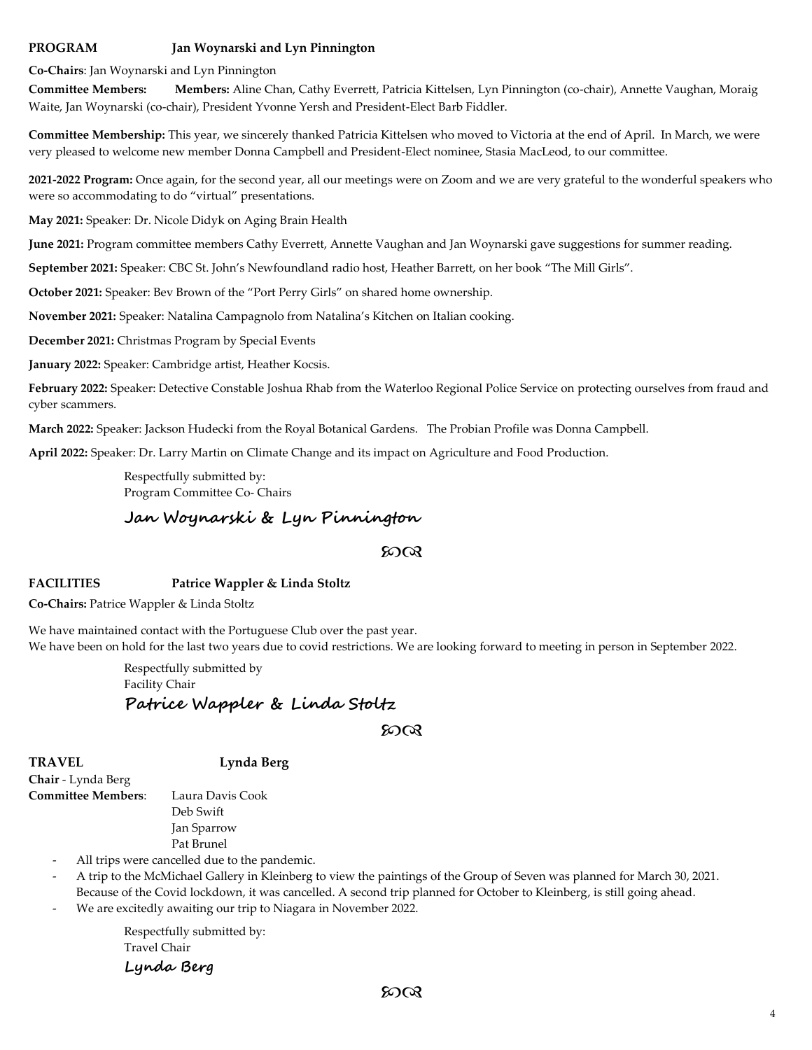**PROGRAM Jan Woynarski and Lyn Pinnington**

**Co-Chairs**: Jan Woynarski and Lyn Pinnington

**Committee Members:** **Members:** Aline Chan, Cathy Everrett, Patricia Kittelsen, Lyn Pinnington (co-chair), Annette Vaughan, Moraig Waite, Jan Woynarski (co-chair), President Yvonne Yersh and President-Elect Barb Fiddler.

**Committee Membership:** This year, we sincerely thanked Patricia Kittelsen who moved to Victoria at the end of April. In March, we were very pleased to welcome new member Donna Campbell and President-Elect nominee, Stasia MacLeod, to our committee.

**2021-2022 Program:** Once again, for the second year, all our meetings were on Zoom and we are very grateful to the wonderful speakers who were so accommodating to do "virtual" presentations.

**May 2021:** Speaker: Dr. Nicole Didyk on Aging Brain Health

**June 2021:** Program committee members Cathy Everrett, Annette Vaughan and Jan Woynarski gave suggestions for summer reading.

**September 2021:** Speaker: CBC St. John's Newfoundland radio host, Heather Barrett, on her book "The Mill Girls".

**October 2021:** Speaker: Bev Brown of the "Port Perry Girls" on shared home ownership.

**November 2021:** Speaker: Natalina Campagnolo from Natalina's Kitchen on Italian cooking.

**December 2021:** Christmas Program by Special Events

**January 2022:** Speaker: Cambridge artist, Heather Kocsis.

**February 2022:** Speaker: Detective Constable Joshua Rhab from the Waterloo Regional Police Service on protecting ourselves from fraud and cyber scammers.

**March 2022:** Speaker: Jackson Hudecki from the Royal Botanical Gardens. The Probian Profile was Donna Campbell.

**April 2022:** Speaker: Dr. Larry Martin on Climate Change and its impact on Agriculture and Food Production.

Respectfully submitted by:
Program Committee Co- Chairs

Jan Woynarski & Lyn Pinnington

---

**FACILITIES Patrice Wappler & Linda Stoltz**

**Co-Chairs:** Patrice Wappler & Linda Stoltz

We have maintained contact with the Portuguese Club over the past year.
We have been on hold for the last two years due to covid restrictions. We are looking forward to meeting in person in September 2022.

Respectfully submitted by
Facility Chair

Patrice Wappler & Linda Stoltz

---

**TRAVEL Lynda Berg**

**Chair** - Lynda Berg
**Committee Members**: Laura Davis Cook
Deb Swift
Jan Sparrow
Pat Brunel

- All trips were cancelled due to the pandemic.
- A trip to the McMichael Gallery in Kleinberg to view the paintings of the Group of Seven was planned for March 30, 2021. Because of the Covid lockdown, it was cancelled. A second trip planned for October to Kleinberg, is still going ahead.
- We are excitedly awaiting our trip to Niagara in November 2022.

Respectfully submitted by:
Travel Chair

Lynda Berg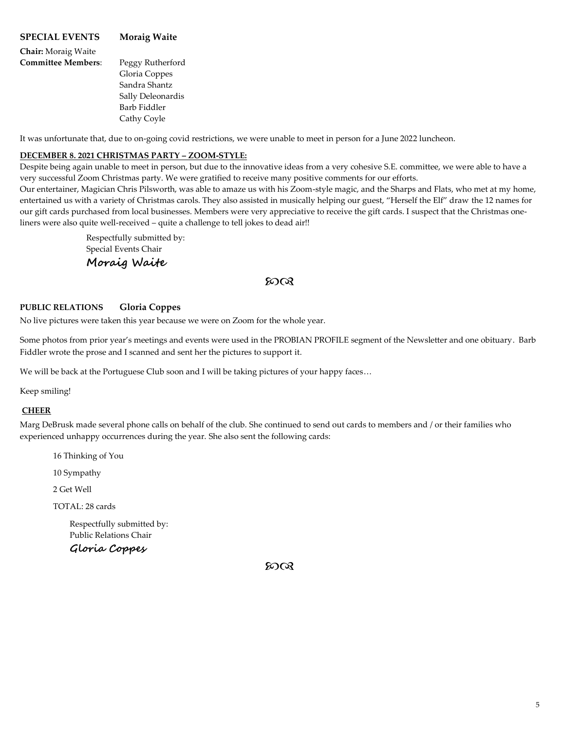## SPECIAL EVENTS Moraig Waite

**Chair:** Moraig Waite
**Committee Members**: Peggy Rutherford
Gloria Coppes
Sandra Shantz
Sally Deleonardis
Barb Fiddler
Cathy Coyle

It was unfortunate that, due to on-going covid restrictions, we were unable to meet in person for a June 2022 luncheon.

**DECEMBER 8. 2021 CHRISTMAS PARTY – ZOOM-STYLE:**

Despite being again unable to meet in person, but due to the innovative ideas from a very cohesive S.E. committee, we were able to have a very successful Zoom Christmas party. We were gratified to receive many positive comments for our efforts.
Our entertainer, Magician Chris Pilsworth, was able to amaze us with his Zoom-style magic, and the Sharps and Flats, who met at my home, entertained us with a variety of Christmas carols. They also assisted in musically helping our guest, "Herself the Elf" draw the 12 names for our gift cards purchased from local businesses. Members were very appreciative to receive the gift cards. I suspect that the Christmas one-liners were also quite well-received – quite a challenge to tell jokes to dead air!!

Respectfully submitted by:
Special Events Chair
**Moraig Waite**

ꕤ

## PUBLIC RELATIONS Gloria Coppes

No live pictures were taken this year because we were on Zoom for the whole year.

Some photos from prior year's meetings and events were used in the PROBIAN PROFILE segment of the Newsletter and one obituary. Barb Fiddler wrote the prose and I scanned and sent her the pictures to support it.

We will be back at the Portuguese Club soon and I will be taking pictures of your happy faces…

Keep smiling!

**CHEER**

Marg DeBrusk made several phone calls on behalf of the club. She continued to send out cards to members and / or their families who experienced unhappy occurrences during the year. She also sent the following cards:

16 Thinking of You

10 Sympathy

2 Get Well

TOTAL: 28 cards

Respectfully submitted by:
Public Relations Chair
**Gloria Coppes**

ꕤ